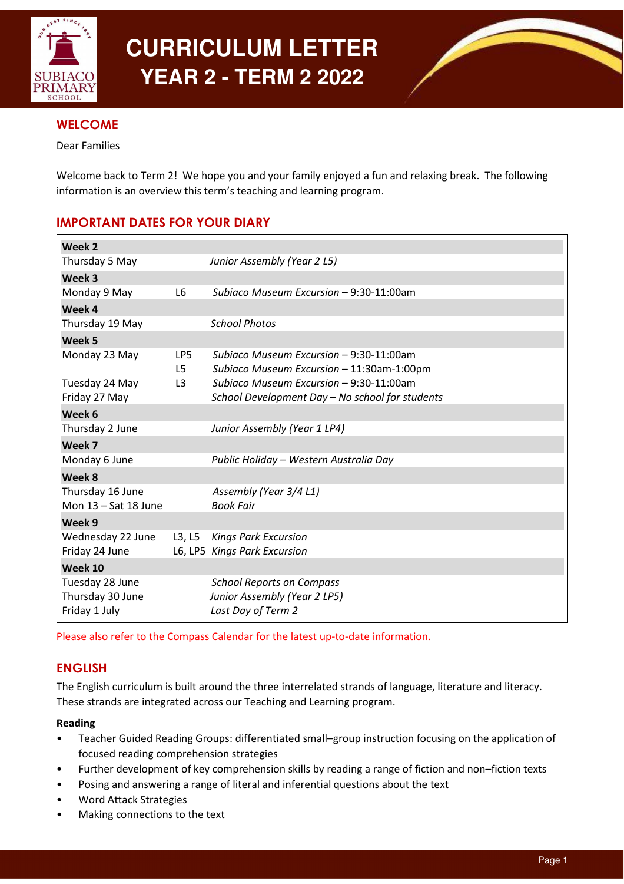# CURRICULUM LETTER
## YEAR 2 - TERM 2 2022

## WELCOME

Dear Families

Welcome back to Term 2! We hope you and your family enjoyed a fun and relaxing break. The following information is an overview this term's teaching and learning program.

## IMPORTANT DATES FOR YOUR DIARY

| | | |
|---|---|---|
| **Week 2** | | |
| Thursday 5 May | | *Junior Assembly (Year 2 L5)* |
| **Week 3** | | |
| Monday 9 May | L6 | *Subiaco Museum Excursion* – 9:30-11:00am |
| **Week 4** | | |
| Thursday 19 May | | *School Photos* |
| **Week 5** | | |
| Monday 23 May | LP5 | *Subiaco Museum Excursion* – 9:30-11:00am |
| | L5 | *Subiaco Museum Excursion* – 11:30am-1:00pm |
| Tuesday 24 May | L3 | *Subiaco Museum Excursion* – 9:30-11:00am |
| Friday 27 May | | *School Development Day – No school for students* |
| **Week 6** | | |
| Thursday 2 June | | *Junior Assembly (Year 1 LP4)* |
| **Week 7** | | |
| Monday 6 June | | *Public Holiday – Western Australia Day* |
| **Week 8** | | |
| Thursday 16 June | | *Assembly (Year 3/4 L1)* |
| Mon 13 – Sat 18 June | | *Book Fair* |
| **Week 9** | | |
| Wednesday 22 June | L3, L5 | *Kings Park Excursion* |
| Friday 24 June | L6, LP5 | *Kings Park Excursion* |
| **Week 10** | | |
| Tuesday 28 June | | *School Reports on Compass* |
| Thursday 30 June | | *Junior Assembly (Year 2 LP5)* |
| Friday 1 July | | *Last Day of Term 2* |

Please also refer to the Compass Calendar for the latest up-to-date information.

## ENGLISH

The English curriculum is built around the three interrelated strands of language, literature and literacy. These strands are integrated across our Teaching and Learning program.

**Reading**

- Teacher Guided Reading Groups: differentiated small–group instruction focusing on the application of focused reading comprehension strategies
- Further development of key comprehension skills by reading a range of fiction and non–fiction texts
- Posing and answering a range of literal and inferential questions about the text
- Word Attack Strategies
- Making connections to the text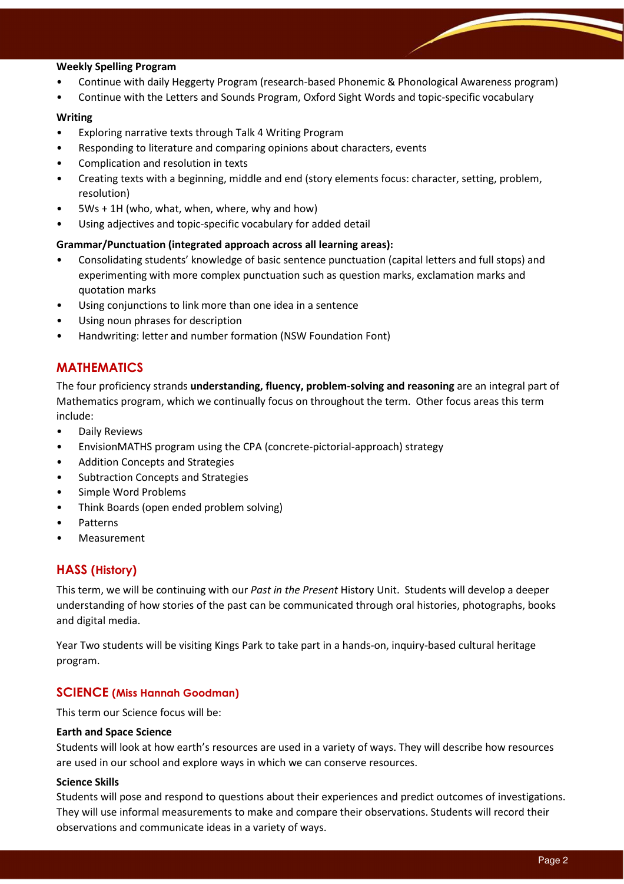**Weekly Spelling Program**

- Continue with daily Heggerty Program (research-based Phonemic & Phonological Awareness program)
- Continue with the Letters and Sounds Program, Oxford Sight Words and topic-specific vocabulary

**Writing**

- Exploring narrative texts through Talk 4 Writing Program
- Responding to literature and comparing opinions about characters, events
- Complication and resolution in texts
- Creating texts with a beginning, middle and end (story elements focus: character, setting, problem, resolution)
- 5Ws + 1H (who, what, when, where, why and how)
- Using adjectives and topic-specific vocabulary for added detail

**Grammar/Punctuation (integrated approach across all learning areas):**

- Consolidating students' knowledge of basic sentence punctuation (capital letters and full stops) and experimenting with more complex punctuation such as question marks, exclamation marks and quotation marks
- Using conjunctions to link more than one idea in a sentence
- Using noun phrases for description
- Handwriting: letter and number formation (NSW Foundation Font)

## MATHEMATICS

The four proficiency strands **understanding, fluency, problem-solving and reasoning** are an integral part of Mathematics program, which we continually focus on throughout the term. Other focus areas this term include:

- Daily Reviews
- EnvisionMATHS program using the CPA (concrete-pictorial-approach) strategy
- Addition Concepts and Strategies
- Subtraction Concepts and Strategies
- Simple Word Problems
- Think Boards (open ended problem solving)
- Patterns
- Measurement

## HASS (History)

This term, we will be continuing with our *Past in the Present* History Unit. Students will develop a deeper understanding of how stories of the past can be communicated through oral histories, photographs, books and digital media.

Year Two students will be visiting Kings Park to take part in a hands-on, inquiry-based cultural heritage program.

## SCIENCE (Miss Hannah Goodman)

This term our Science focus will be:

**Earth and Space Science**

Students will look at how earth's resources are used in a variety of ways. They will describe how resources are used in our school and explore ways in which we can conserve resources.

**Science Skills**

Students will pose and respond to questions about their experiences and predict outcomes of investigations. They will use informal measurements to make and compare their observations. Students will record their observations and communicate ideas in a variety of ways.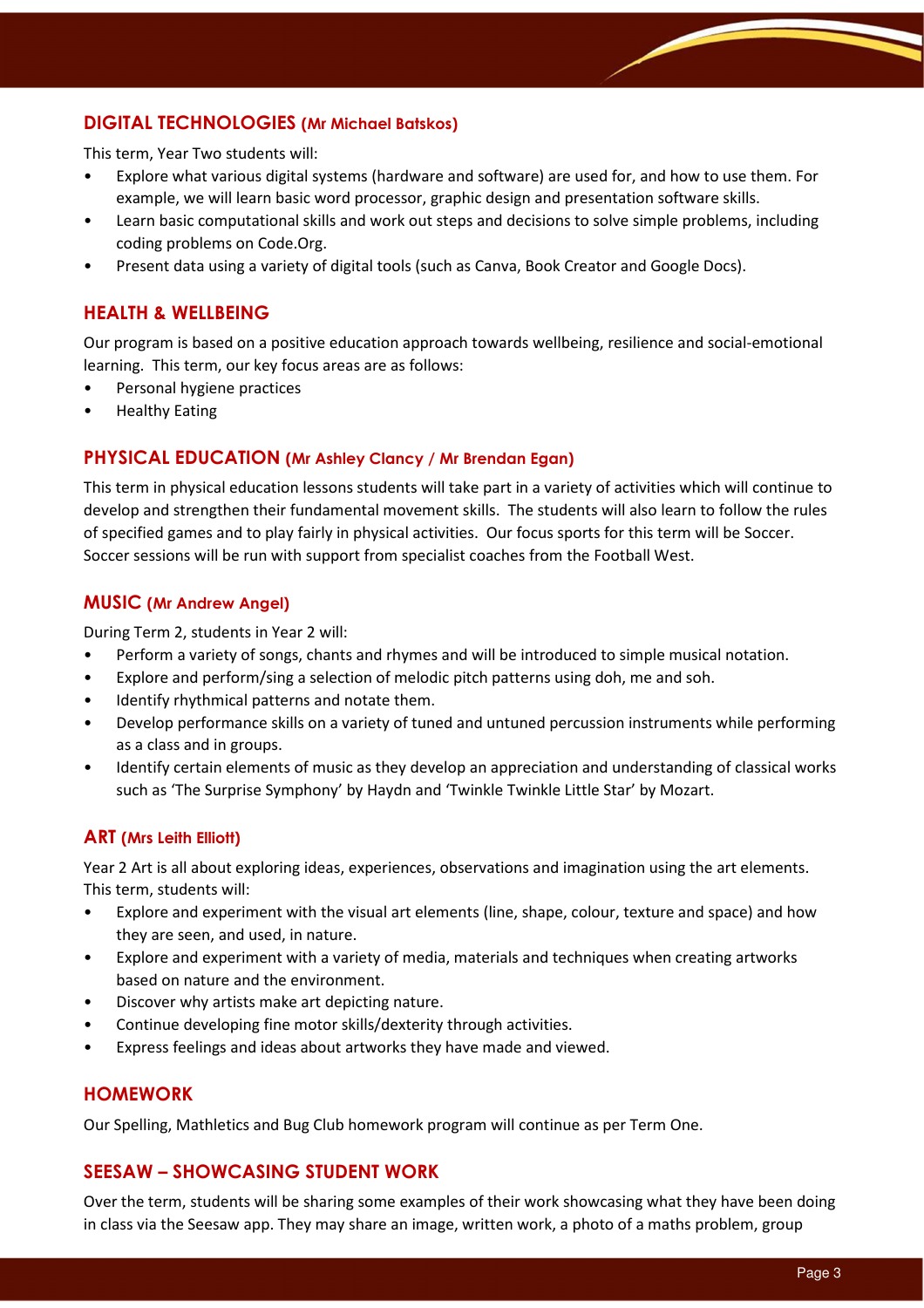## DIGITAL TECHNOLOGIES (Mr Michael Batskos)

This term, Year Two students will:

- Explore what various digital systems (hardware and software) are used for, and how to use them. For example, we will learn basic word processor, graphic design and presentation software skills.
- Learn basic computational skills and work out steps and decisions to solve simple problems, including coding problems on Code.Org.
- Present data using a variety of digital tools (such as Canva, Book Creator and Google Docs).

## HEALTH & WELLBEING

Our program is based on a positive education approach towards wellbeing, resilience and social-emotional learning. This term, our key focus areas are as follows:

- Personal hygiene practices
- Healthy Eating

## PHYSICAL EDUCATION (Mr Ashley Clancy / Mr Brendan Egan)

This term in physical education lessons students will take part in a variety of activities which will continue to develop and strengthen their fundamental movement skills. The students will also learn to follow the rules of specified games and to play fairly in physical activities. Our focus sports for this term will be Soccer. Soccer sessions will be run with support from specialist coaches from the Football West.

## MUSIC (Mr Andrew Angel)

During Term 2, students in Year 2 will:

- Perform a variety of songs, chants and rhymes and will be introduced to simple musical notation.
- Explore and perform/sing a selection of melodic pitch patterns using doh, me and soh.
- Identify rhythmical patterns and notate them.
- Develop performance skills on a variety of tuned and untuned percussion instruments while performing as a class and in groups.
- Identify certain elements of music as they develop an appreciation and understanding of classical works such as 'The Surprise Symphony' by Haydn and 'Twinkle Twinkle Little Star' by Mozart.

## ART (Mrs Leith Elliott)

Year 2 Art is all about exploring ideas, experiences, observations and imagination using the art elements. This term, students will:

- Explore and experiment with the visual art elements (line, shape, colour, texture and space) and how they are seen, and used, in nature.
- Explore and experiment with a variety of media, materials and techniques when creating artworks based on nature and the environment.
- Discover why artists make art depicting nature.
- Continue developing fine motor skills/dexterity through activities.
- Express feelings and ideas about artworks they have made and viewed.

## HOMEWORK

Our Spelling, Mathletics and Bug Club homework program will continue as per Term One.

## SEESAW – SHOWCASING STUDENT WORK

Over the term, students will be sharing some examples of their work showcasing what they have been doing in class via the Seesaw app. They may share an image, written work, a photo of a maths problem, group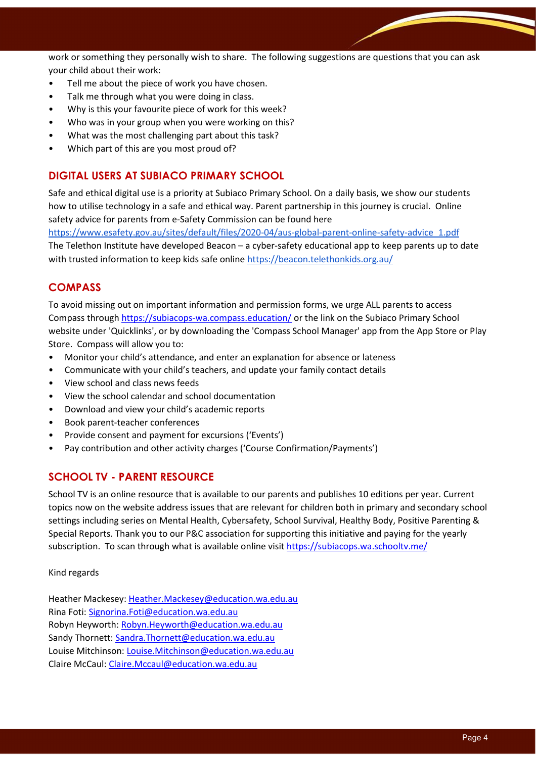work or something they personally wish to share. The following suggestions are questions that you can ask your child about their work:

- Tell me about the piece of work you have chosen.
- Talk me through what you were doing in class.
- Why is this your favourite piece of work for this week?
- Who was in your group when you were working on this?
- What was the most challenging part about this task?
- Which part of this are you most proud of?

## DIGITAL USERS AT SUBIACO PRIMARY SCHOOL

Safe and ethical digital use is a priority at Subiaco Primary School. On a daily basis, we show our students how to utilise technology in a safe and ethical way. Parent partnership in this journey is crucial. Online safety advice for parents from e-Safety Commission can be found here https://www.esafety.gov.au/sites/default/files/2020-04/aus-global-parent-online-safety-advice_1.pdf
The Telethon Institute have developed Beacon – a cyber-safety educational app to keep parents up to date with trusted information to keep kids safe online https://beacon.telethonkids.org.au/

## COMPASS

To avoid missing out on important information and permission forms, we urge ALL parents to access Compass through https://subiacops-wa.compass.education/ or the link on the Subiaco Primary School website under 'Quicklinks', or by downloading the 'Compass School Manager' app from the App Store or Play Store. Compass will allow you to:

- Monitor your child's attendance, and enter an explanation for absence or lateness
- Communicate with your child's teachers, and update your family contact details
- View school and class news feeds
- View the school calendar and school documentation
- Download and view your child's academic reports
- Book parent-teacher conferences
- Provide consent and payment for excursions ('Events')
- Pay contribution and other activity charges ('Course Confirmation/Payments')

## SCHOOL TV - PARENT RESOURCE

School TV is an online resource that is available to our parents and publishes 10 editions per year. Current topics now on the website address issues that are relevant for children both in primary and secondary school settings including series on Mental Health, Cybersafety, School Survival, Healthy Body, Positive Parenting & Special Reports. Thank you to our P&C association for supporting this initiative and paying for the yearly subscription. To scan through what is available online visit https://subiacops.wa.schooltv.me/

Kind regards

Heather Mackesey: Heather.Mackesey@education.wa.edu.au
Rina Foti: Signorina.Foti@education.wa.edu.au
Robyn Heyworth: Robyn.Heyworth@education.wa.edu.au
Sandy Thornett: Sandra.Thornett@education.wa.edu.au
Louise Mitchinson: Louise.Mitchinson@education.wa.edu.au
Claire McCaul: Claire.Mccaul@education.wa.edu.au